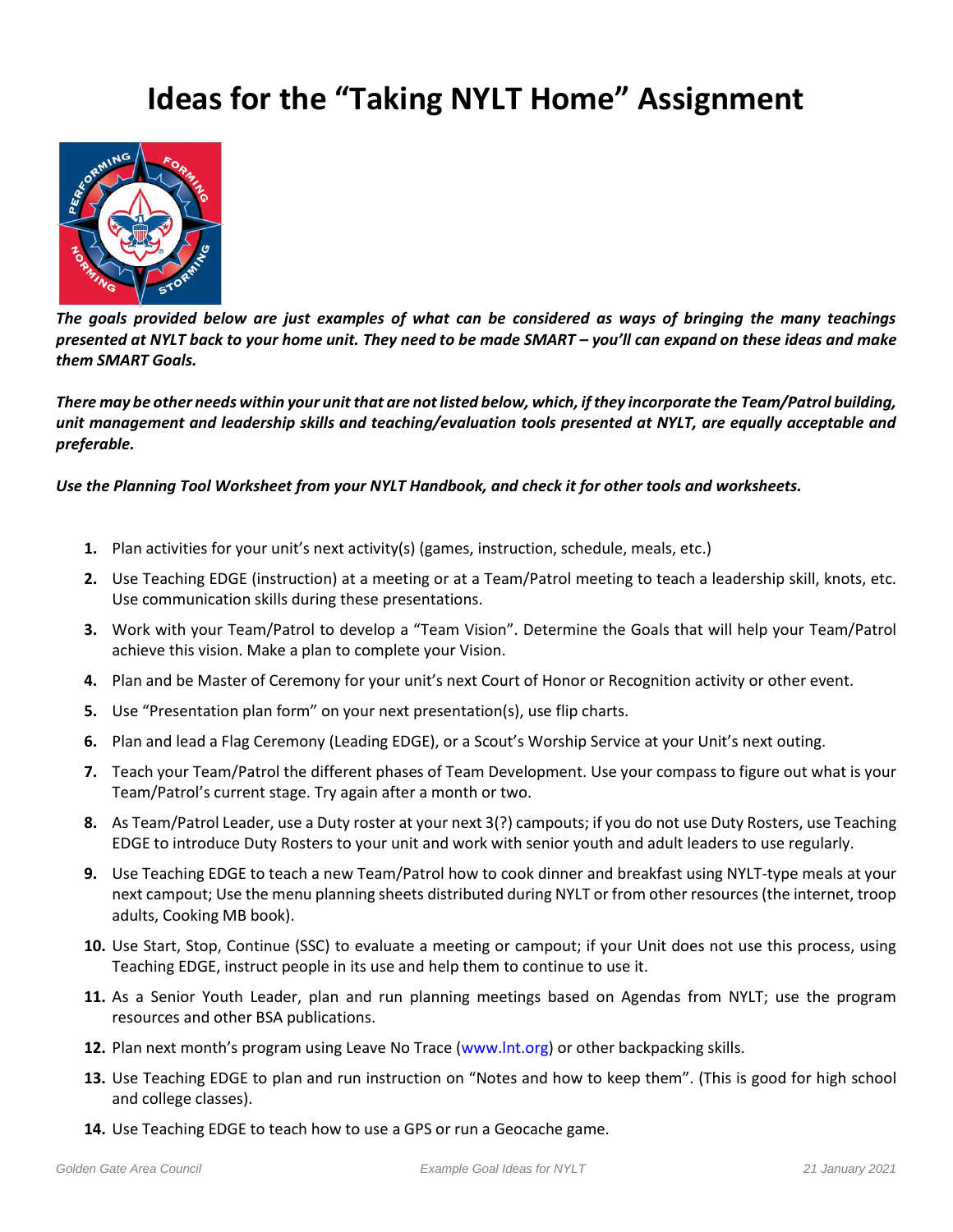# Ideas for the "Taking NYLT Home" Assignment

***The goals provided below are just examples of what can be considered as ways of bringing the many teachings presented at NYLT back to your home unit. They need to be made SMART – you'll can expand on these ideas and make them SMART Goals.***

***There may be other needs within your unit that are not listed below, which, if they incorporate the Team/Patrol building, unit management and leadership skills and teaching/evaluation tools presented at NYLT, are equally acceptable and preferable.***

***Use the Planning Tool Worksheet from your NYLT Handbook, and check it for other tools and worksheets.***

1. Plan activities for your unit's next activity(s) (games, instruction, schedule, meals, etc.)
2. Use Teaching EDGE (instruction) at a meeting or at a Team/Patrol meeting to teach a leadership skill, knots, etc. Use communication skills during these presentations.
3. Work with your Team/Patrol to develop a "Team Vision". Determine the Goals that will help your Team/Patrol achieve this vision. Make a plan to complete your Vision.
4. Plan and be Master of Ceremony for your unit's next Court of Honor or Recognition activity or other event.
5. Use "Presentation plan form" on your next presentation(s), use flip charts.
6. Plan and lead a Flag Ceremony (Leading EDGE), or a Scout's Worship Service at your Unit's next outing.
7. Teach your Team/Patrol the different phases of Team Development. Use your compass to figure out what is your Team/Patrol's current stage. Try again after a month or two.
8. As Team/Patrol Leader, use a Duty roster at your next 3(?) campouts; if you do not use Duty Rosters, use Teaching EDGE to introduce Duty Rosters to your unit and work with senior youth and adult leaders to use regularly.
9. Use Teaching EDGE to teach a new Team/Patrol how to cook dinner and breakfast using NYLT-type meals at your next campout; Use the menu planning sheets distributed during NYLT or from other resources (the internet, troop adults, Cooking MB book).
10. Use Start, Stop, Continue (SSC) to evaluate a meeting or campout; if your Unit does not use this process, using Teaching EDGE, instruct people in its use and help them to continue to use it.
11. As a Senior Youth Leader, plan and run planning meetings based on Agendas from NYLT; use the program resources and other BSA publications.
12. Plan next month's program using Leave No Trace (www.lnt.org) or other backpacking skills.
13. Use Teaching EDGE to plan and run instruction on "Notes and how to keep them". (This is good for high school and college classes).
14. Use Teaching EDGE to teach how to use a GPS or run a Geocache game.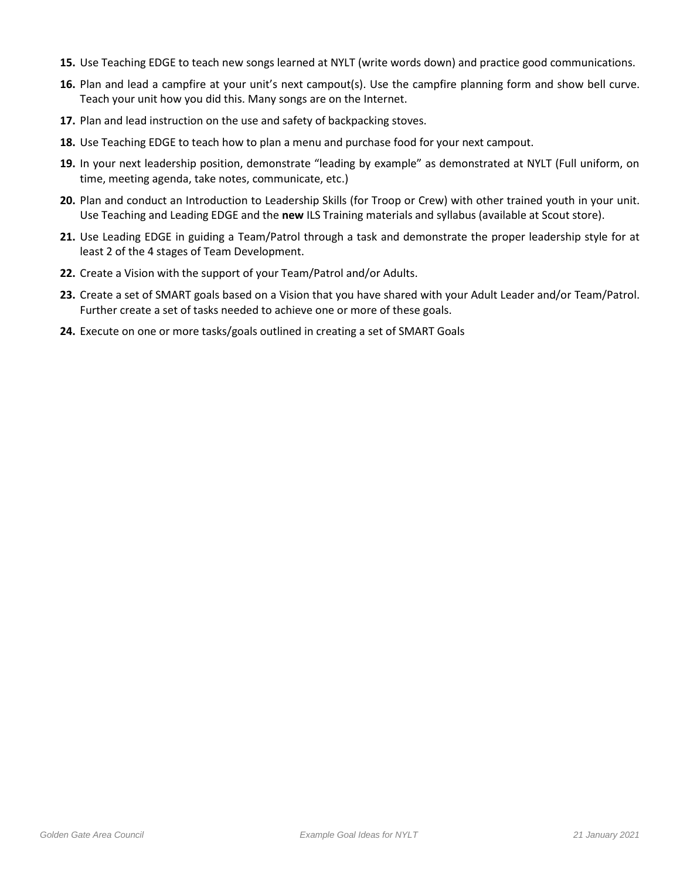15. Use Teaching EDGE to teach new songs learned at NYLT (write words down) and practice good communications.
16. Plan and lead a campfire at your unit's next campout(s). Use the campfire planning form and show bell curve. Teach your unit how you did this. Many songs are on the Internet.
17. Plan and lead instruction on the use and safety of backpacking stoves.
18. Use Teaching EDGE to teach how to plan a menu and purchase food for your next campout.
19. In your next leadership position, demonstrate "leading by example" as demonstrated at NYLT (Full uniform, on time, meeting agenda, take notes, communicate, etc.)
20. Plan and conduct an Introduction to Leadership Skills (for Troop or Crew) with other trained youth in your unit. Use Teaching and Leading EDGE and the **new** ILS Training materials and syllabus (available at Scout store).
21. Use Leading EDGE in guiding a Team/Patrol through a task and demonstrate the proper leadership style for at least 2 of the 4 stages of Team Development.
22. Create a Vision with the support of your Team/Patrol and/or Adults.
23. Create a set of SMART goals based on a Vision that you have shared with your Adult Leader and/or Team/Patrol. Further create a set of tasks needed to achieve one or more of these goals.
24. Execute on one or more tasks/goals outlined in creating a set of SMART Goals